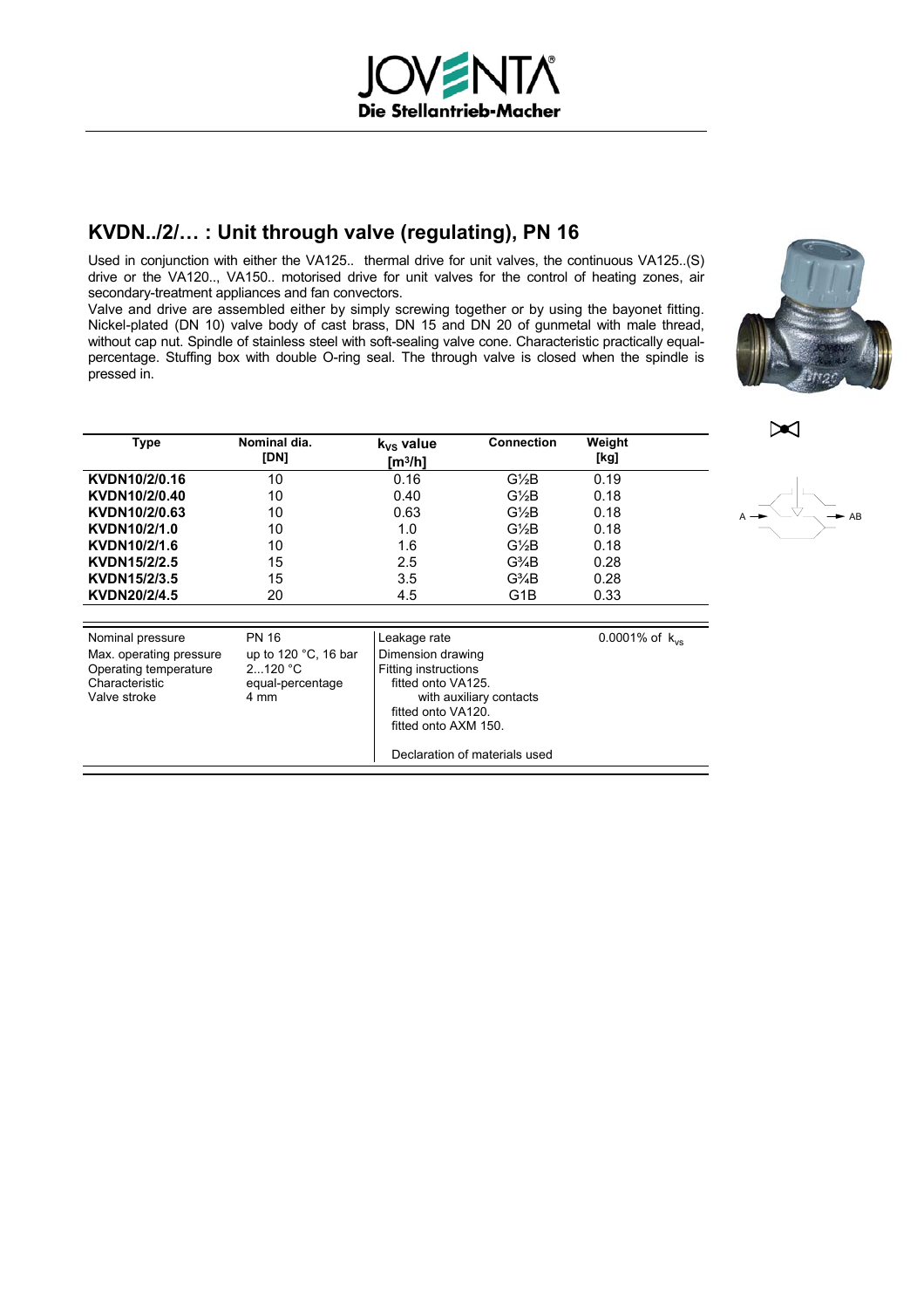# KVDN../2/… : Unit through valve (regulating), PN 16

Used in conjunction with either the VA125.. thermal drive for unit valves, the continuous VA125..(S) drive or the VA120.., VA150.. motorised drive for unit valves for the control of heating zones, air secondary-treatment appliances and fan convectors.
Valve and drive are assembled either by simply screwing together or by using the bayonet fitting. Nickel-plated (DN 10) valve body of cast brass, DN 15 and DN 20 of gunmetal with male thread, without cap nut. Spindle of stainless steel with soft-sealing valve cone. Characteristic practically equal-percentage. Stuffing box with double O-ring seal. The through valve is closed when the spindle is pressed in.

| Type | Nominal dia. [DN] | $k_{VS}$ value [m³/h] | Connection | Weight [kg] |
|---|---|---|---|---|
| **KVDN10/2/0.16** | 10 | 0.16 | G½B | 0.19 |
| **KVDN10/2/0.40** | 10 | 0.40 | G½B | 0.18 |
| **KVDN10/2/0.63** | 10 | 0.63 | G½B | 0.18 |
| **KVDN10/2/1.0** | 10 | 1.0 | G½B | 0.18 |
| **KVDN10/2/1.6** | 10 | 1.6 | G½B | 0.18 |
| **KVDN15/2/2.5** | 15 | 2.5 | G¾B | 0.28 |
| **KVDN15/2/3.5** | 15 | 3.5 | G¾B | 0.28 |
| **KVDN20/2/4.5** | 20 | 4.5 | G1B | 0.33 |

| | | | |
|---|---|---|---|
| Nominal pressure | PN 16 | Leakage rate | 0.0001% of $k_{vs}$ |
| Max. operating pressure | up to 120 °C, 16 bar | Dimension drawing | |
| Operating temperature | 2...120 °C | Fitting instructions | |
| Characteristic | equal-percentage | fitted onto VA125. | |
| Valve stroke | 4 mm | with auxiliary contacts | |
| | | fitted onto VA120. | |
| | | fitted onto AXM 150. | |
| | | Declaration of materials used | |

A → AB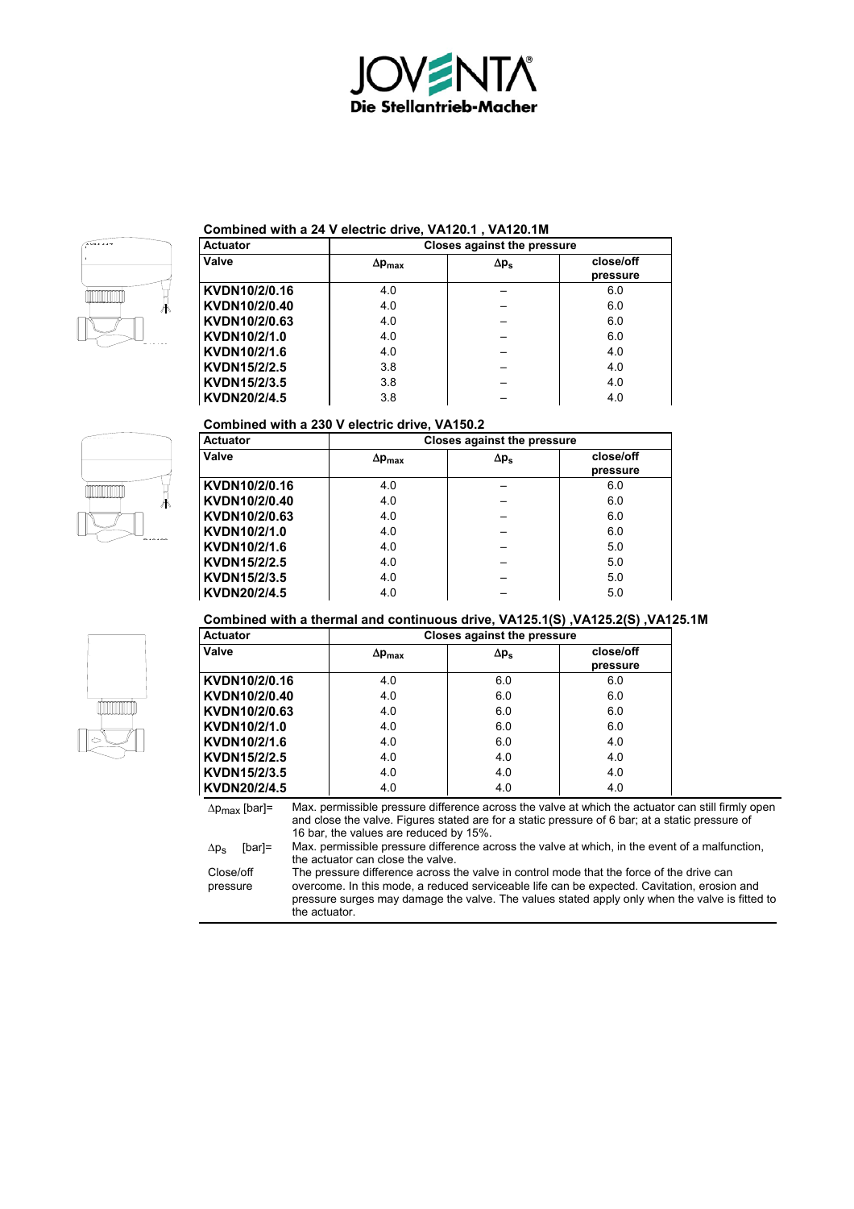### Combined with a 24 V electric drive, VA120.1 , VA120.1M

| Actuator | Closes against the pressure | | |
|---|---|---|---|
| Valve | $\Delta p_{max}$ | $\Delta p_s$ | close/off pressure |
| **KVDN10/2/0.16** | 4.0 | – | 6.0 |
| **KVDN10/2/0.40** | 4.0 | – | 6.0 |
| **KVDN10/2/0.63** | 4.0 | – | 6.0 |
| **KVDN10/2/1.0** | 4.0 | – | 6.0 |
| **KVDN10/2/1.6** | 4.0 | – | 4.0 |
| **KVDN15/2/2.5** | 3.8 | – | 4.0 |
| **KVDN15/2/3.5** | 3.8 | – | 4.0 |
| **KVDN20/2/4.5** | 3.8 | – | 4.0 |

### Combined with a 230 V electric drive, VA150.2

| Actuator | Closes against the pressure | | |
|---|---|---|---|
| Valve | $\Delta p_{max}$ | $\Delta p_s$ | close/off pressure |
| **KVDN10/2/0.16** | 4.0 | – | 6.0 |
| **KVDN10/2/0.40** | 4.0 | – | 6.0 |
| **KVDN10/2/0.63** | 4.0 | – | 6.0 |
| **KVDN10/2/1.0** | 4.0 | – | 6.0 |
| **KVDN10/2/1.6** | 4.0 | – | 5.0 |
| **KVDN15/2/2.5** | 4.0 | – | 5.0 |
| **KVDN15/2/3.5** | 4.0 | – | 5.0 |
| **KVDN20/2/4.5** | 4.0 | – | 5.0 |

### Combined with a thermal and continuous drive, VA125.1(S) ,VA125.2(S) ,VA125.1M

| Actuator | Closes against the pressure | | |
|---|---|---|---|
| Valve | $\Delta p_{max}$ | $\Delta p_s$ | close/off pressure |
| **KVDN10/2/0.16** | 4.0 | 6.0 | 6.0 |
| **KVDN10/2/0.40** | 4.0 | 6.0 | 6.0 |
| **KVDN10/2/0.63** | 4.0 | 6.0 | 6.0 |
| **KVDN10/2/1.0** | 4.0 | 6.0 | 6.0 |
| **KVDN10/2/1.6** | 4.0 | 6.0 | 4.0 |
| **KVDN15/2/2.5** | 4.0 | 4.0 | 4.0 |
| **KVDN15/2/3.5** | 4.0 | 4.0 | 4.0 |
| **KVDN20/2/4.5** | 4.0 | 4.0 | 4.0 |

| | |
|---|---|
| $\Delta p_{max}$ [bar]= | Max. permissible pressure difference across the valve at which the actuator can still firmly open and close the valve. Figures stated are for a static pressure of 6 bar; at a static pressure of 16 bar, the values are reduced by 15%. |
| $\Delta p_s$ [bar]= | Max. permissible pressure difference across the valve at which, in the event of a malfunction, the actuator can close the valve. |
| Close/off pressure | The pressure difference across the valve in control mode that the force of the drive can overcome. In this mode, a reduced serviceable life can be expected. Cavitation, erosion and pressure surges may damage the valve. The values stated apply only when the valve is fitted to the actuator. |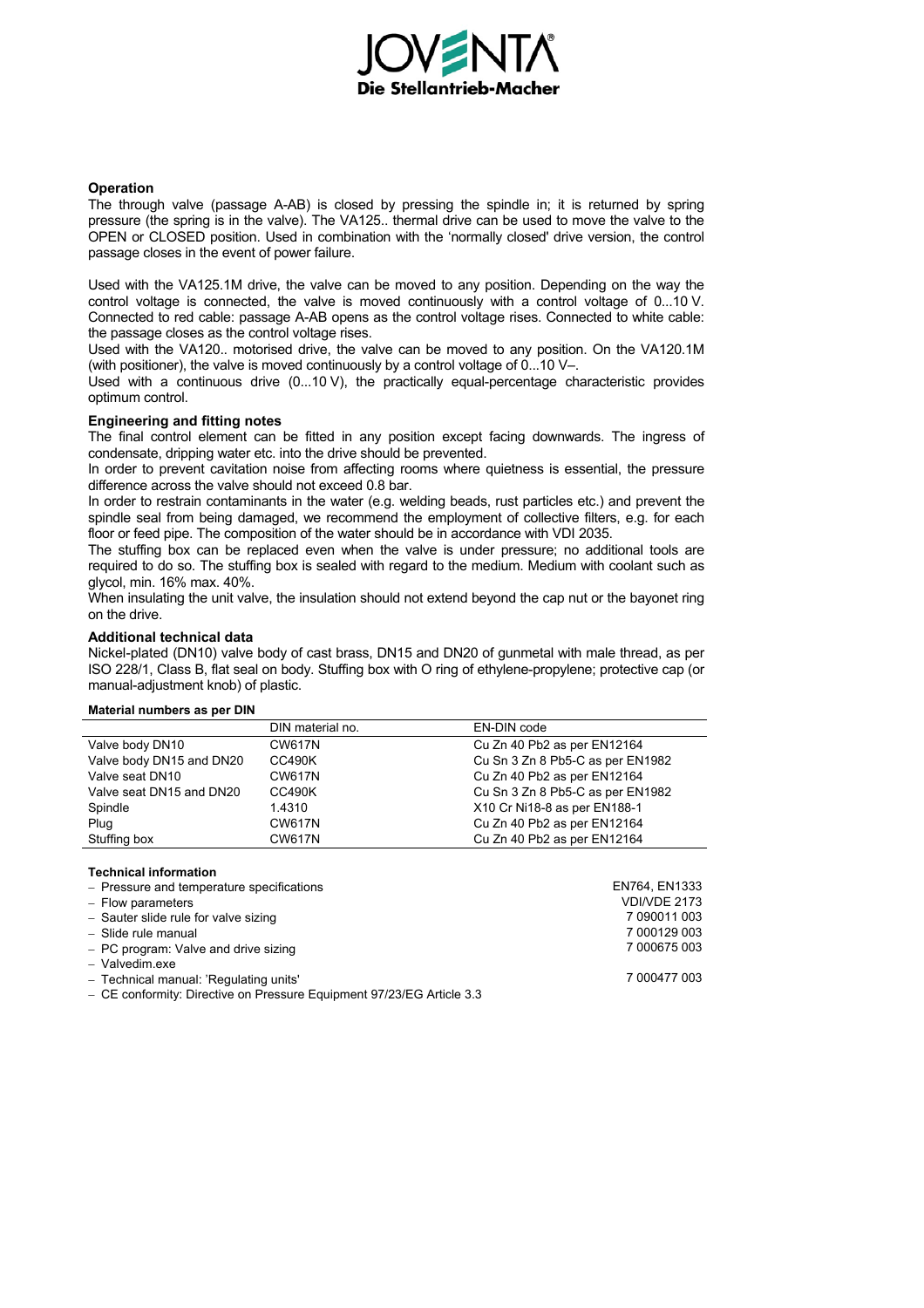## Operation

The through valve (passage A-AB) is closed by pressing the spindle in; it is returned by spring pressure (the spring is in the valve). The VA125.. thermal drive can be used to move the valve to the OPEN or CLOSED position. Used in combination with the 'normally closed' drive version, the control passage closes in the event of power failure.

Used with the VA125.1M drive, the valve can be moved to any position. Depending on the way the control voltage is connected, the valve is moved continuously with a control voltage of 0...10 V. Connected to red cable: passage A-AB opens as the control voltage rises. Connected to white cable: the passage closes as the control voltage rises.

Used with the VA120.. motorised drive, the valve can be moved to any position. On the VA120.1M (with positioner), the valve is moved continuously by a control voltage of 0...10 V–.

Used with a continuous drive (0...10 V), the practically equal-percentage characteristic provides optimum control.

## Engineering and fitting notes

The final control element can be fitted in any position except facing downwards. The ingress of condensate, dripping water etc. into the drive should be prevented.

In order to prevent cavitation noise from affecting rooms where quietness is essential, the pressure difference across the valve should not exceed 0.8 bar.

In order to restrain contaminants in the water (e.g. welding beads, rust particles etc.) and prevent the spindle seal from being damaged, we recommend the employment of collective filters, e.g. for each floor or feed pipe. The composition of the water should be in accordance with VDI 2035.

The stuffing box can be replaced even when the valve is under pressure; no additional tools are required to do so. The stuffing box is sealed with regard to the medium. Medium with coolant such as glycol, min. 16% max. 40%.

When insulating the unit valve, the insulation should not extend beyond the cap nut or the bayonet ring on the drive.

## Additional technical data

Nickel-plated (DN10) valve body of cast brass, DN15 and DN20 of gunmetal with male thread, as per ISO 228/1, Class B, flat seal on body. Stuffing box with O ring of ethylene-propylene; protective cap (or manual-adjustment knob) of plastic.

### Material numbers as per DIN

| | DIN material no. | EN-DIN code |
|---|---|---|
| Valve body DN10 | CW617N | Cu Zn 40 Pb2 as per EN12164 |
| Valve body DN15 and DN20 | CC490K | Cu Sn 3 Zn 8 Pb5-C as per EN1982 |
| Valve seat DN10 | CW617N | Cu Zn 40 Pb2 as per EN12164 |
| Valve seat DN15 and DN20 | CC490K | Cu Sn 3 Zn 8 Pb5-C as per EN1982 |
| Spindle | 1.4310 | X10 Cr Ni18-8 as per EN188-1 |
| Plug | CW617N | Cu Zn 40 Pb2 as per EN12164 |
| Stuffing box | CW617N | Cu Zn 40 Pb2 as per EN12164 |

### Technical information

- Pressure and temperature specifications — EN764, EN1333
- Flow parameters — VDI/VDE 2173
- Sauter slide rule for valve sizing — 7 090011 003
- Slide rule manual — 7 000129 003
- PC program: Valve and drive sizing — 7 000675 003
- Valvedim.exe
- Technical manual: 'Regulating units' — 7 000477 003
- CE conformity: Directive on Pressure Equipment 97/23/EG Article 3.3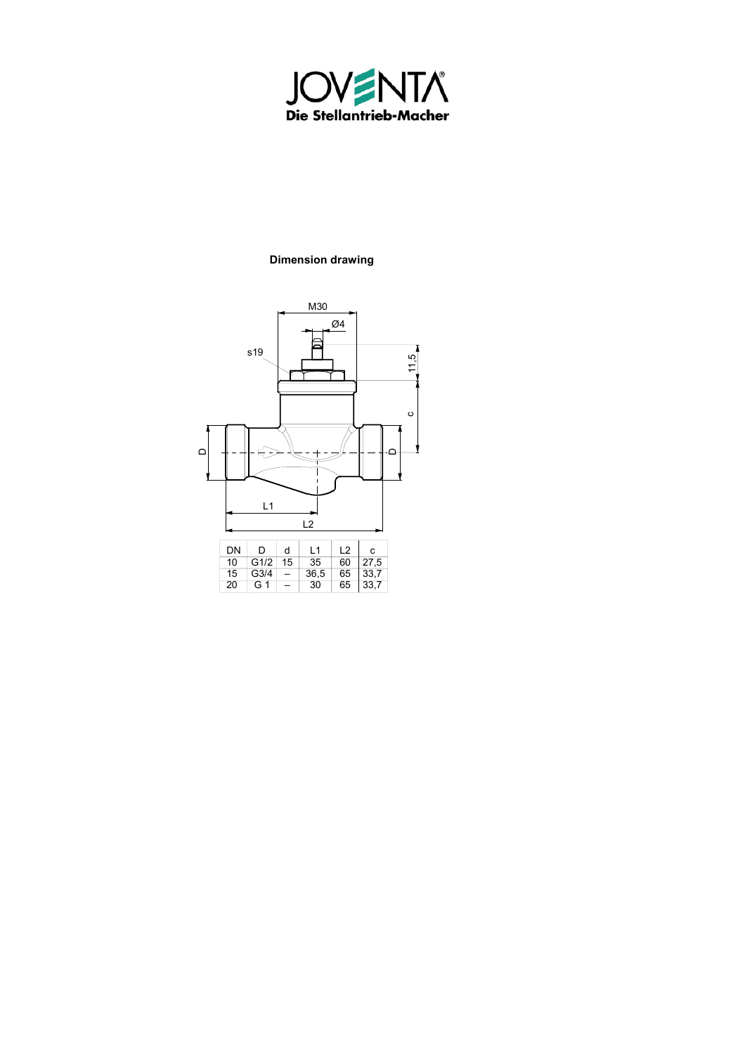**Dimension drawing**

| DN | D | d | L1 | L2 | c |
|---|---|---|---|---|---|
| 10 | G1/2 | 15 | 35 | 60 | 27,5 |
| 15 | G3/4 | – | 36,5 | 65 | 33,7 |
| 20 | G 1 | – | 30 | 65 | 33,7 |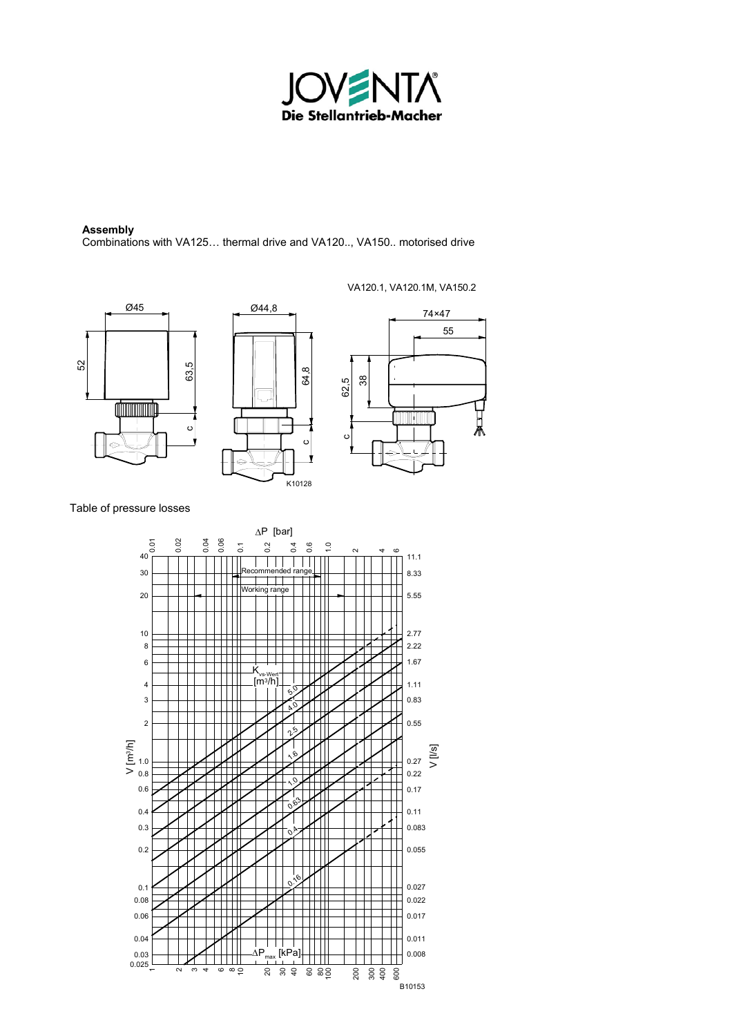JOVENTA
Die Stellantrieb-Macher

**Assembly**

Combinations with VA125… thermal drive and VA120.., VA150.. motorised drive

VA120.1, VA120.1M, VA150.2

Ø45
52
63,5
c

Ø44,8
64,8
c

74×47
55
62,5
38
c

K10128

Table of pressure losses

ΔP [bar]

0.01 0.02 0.04 0.06 0.1 0.2 0.4 0.6 1.0 2 4 6

Recommended range

Working range

$K_{vs\text{-}Wert}$ [m³/h]

5.0
4.0
2.5
1.6
1.0
0.63
0.4
0.16

V [m³/h]

40 30 20 10 8 6 4 3 2 1.0 0.8 0.6 0.4 0.3 0.2 0.1 0.08 0.06 0.04 0.03 0.025

V [l/s]

11.1 8.33 5.55 2.77 2.22 1.67 1.11 0.83 0.55 0.27 0.22 0.17 0.11 0.083 0.055 0.027 0.022 0.017 0.011 0.008

$\Delta P_{max}$ [kPa]

1 2 3 4 6 8 10 20 30 40 60 80 100 200 300 400 600

B10153